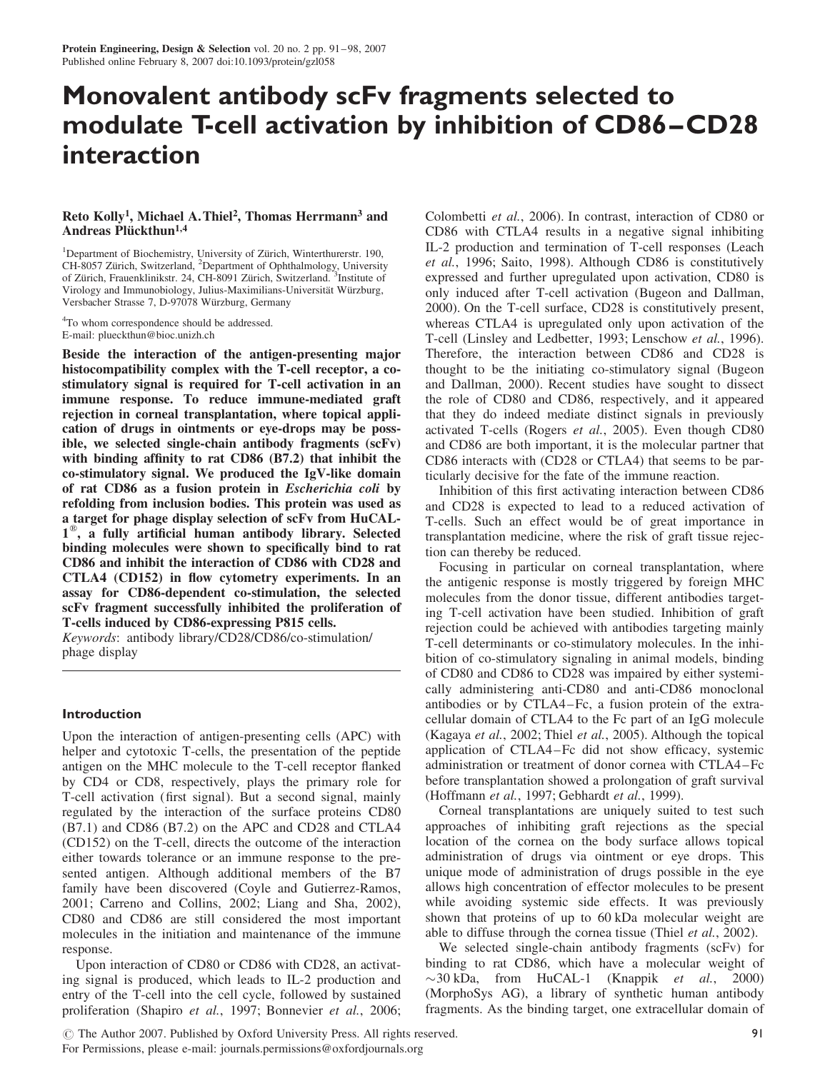# Monovalent antibody scFv fragments selected to modulate T-cell activation by inhibition of CD86–CD28 interaction

**Reto Kolly[1], Michael A. Thiel[2], Thomas Herrmann[3] and Andreas Plückthun[1,4]**

[1]Department of Biochemistry, University of Zürich, Winterthurerstr. 190, CH-8057 Zürich, Switzerland, [2]Department of Ophthalmology, University of Zürich, Frauenklinikstr. 24, CH-8091 Zürich, Switzerland. [3]Institute of Virology and Immunobiology, Julius-Maximilians-Universität Würzburg, Versbacher Strasse 7, D-97078 Würzburg, Germany

[4]To whom correspondence should be addressed.
E-mail: plueckthun@bioc.unizh.ch

**Beside the interaction of the antigen-presenting major histocompatibility complex with the T-cell receptor, a co-stimulatory signal is required for T-cell activation in an immune response. To reduce immune-mediated graft rejection in corneal transplantation, where topical application of drugs in ointments or eye-drops may be possible, we selected single-chain antibody fragments (scFv) with binding affinity to rat CD86 (B7.2) that inhibit the co-stimulatory signal. We produced the IgV-like domain of rat CD86 as a fusion protein in *Escherichia coli* by refolding from inclusion bodies. This protein was used as a target for phage display selection of scFv from HuCAL-1®, a fully artificial human antibody library. Selected binding molecules were shown to specifically bind to rat CD86 and inhibit the interaction of CD86 with CD28 and CTLA4 (CD152) in flow cytometry experiments. In an assay for CD86-dependent co-stimulation, the selected scFv fragment successfully inhibited the proliferation of T-cells induced by CD86-expressing P815 cells.**

*Keywords*: antibody library/CD28/CD86/co-stimulation/phage display

## Introduction

Upon the interaction of antigen-presenting cells (APC) with helper and cytotoxic T-cells, the presentation of the peptide antigen on the MHC molecule to the T-cell receptor flanked by CD4 or CD8, respectively, plays the primary role for T-cell activation (first signal). But a second signal, mainly regulated by the interaction of the surface proteins CD80 (B7.1) and CD86 (B7.2) on the APC and CD28 and CTLA4 (CD152) on the T-cell, directs the outcome of the interaction either towards tolerance or an immune response to the presented antigen. Although additional members of the B7 family have been discovered (Coyle and Gutierrez-Ramos, 2001; Carreno and Collins, 2002; Liang and Sha, 2002), CD80 and CD86 are still considered the most important molecules in the initiation and maintenance of the immune response.

Upon interaction of CD80 or CD86 with CD28, an activating signal is produced, which leads to IL-2 production and entry of the T-cell into the cell cycle, followed by sustained proliferation (Shapiro *et al.*, 1997; Bonnevier *et al.*, 2006; Colombetti *et al.*, 2006). In contrast, interaction of CD80 or CD86 with CTLA4 results in a negative signal inhibiting IL-2 production and termination of T-cell responses (Leach *et al.*, 1996; Saito, 1998). Although CD86 is constitutively expressed and further upregulated upon activation, CD80 is only induced after T-cell activation (Bugeon and Dallman, 2000). On the T-cell surface, CD28 is constitutively present, whereas CTLA4 is upregulated only upon activation of the T-cell (Linsley and Ledbetter, 1993; Lenschow *et al.*, 1996). Therefore, the interaction between CD86 and CD28 is thought to be the initiating co-stimulatory signal (Bugeon and Dallman, 2000). Recent studies have sought to dissect the role of CD80 and CD86, respectively, and it appeared that they do indeed mediate distinct signals in previously activated T-cells (Rogers *et al.*, 2005). Even though CD80 and CD86 are both important, it is the molecular partner that CD86 interacts with (CD28 or CTLA4) that seems to be particularly decisive for the fate of the immune reaction.

Inhibition of this first activating interaction between CD86 and CD28 is expected to lead to a reduced activation of T-cells. Such an effect would be of great importance in transplantation medicine, where the risk of graft tissue rejection can thereby be reduced.

Focusing in particular on corneal transplantation, where the antigenic response is mostly triggered by foreign MHC molecules from the donor tissue, different antibodies targeting T-cell activation have been studied. Inhibition of graft rejection could be achieved with antibodies targeting mainly T-cell determinants or co-stimulatory molecules. In the inhibition of co-stimulatory signaling in animal models, binding of CD80 and CD86 to CD28 was impaired by either systemically administering anti-CD80 and anti-CD86 monoclonal antibodies or by CTLA4–Fc, a fusion protein of the extracellular domain of CTLA4 to the Fc part of an IgG molecule (Kagaya *et al.*, 2002; Thiel *et al.*, 2005). Although the topical application of CTLA4–Fc did not show efficacy, systemic administration or treatment of donor cornea with CTLA4–Fc before transplantation showed a prolongation of graft survival (Hoffmann *et al.*, 1997; Gebhardt *et al.*, 1999).

Corneal transplantations are uniquely suited to test such approaches of inhibiting graft rejections as the special location of the cornea on the body surface allows topical administration of drugs via ointment or eye drops. This unique mode of administration of drugs possible in the eye allows high concentration of effector molecules to be present while avoiding systemic side effects. It was previously shown that proteins of up to 60 kDa molecular weight are able to diffuse through the cornea tissue (Thiel *et al.*, 2002).

We selected single-chain antibody fragments (scFv) for binding to rat CD86, which have a molecular weight of ~30 kDa, from HuCAL-1 (Knappik *et al.*, 2000) (MorphoSys AG), a library of synthetic human antibody fragments. As the binding target, one extracellular domain of

© The Author 2007. Published by Oxford University Press. All rights reserved.
For Permissions, please e-mail: journals.permissions@oxfordjournals.org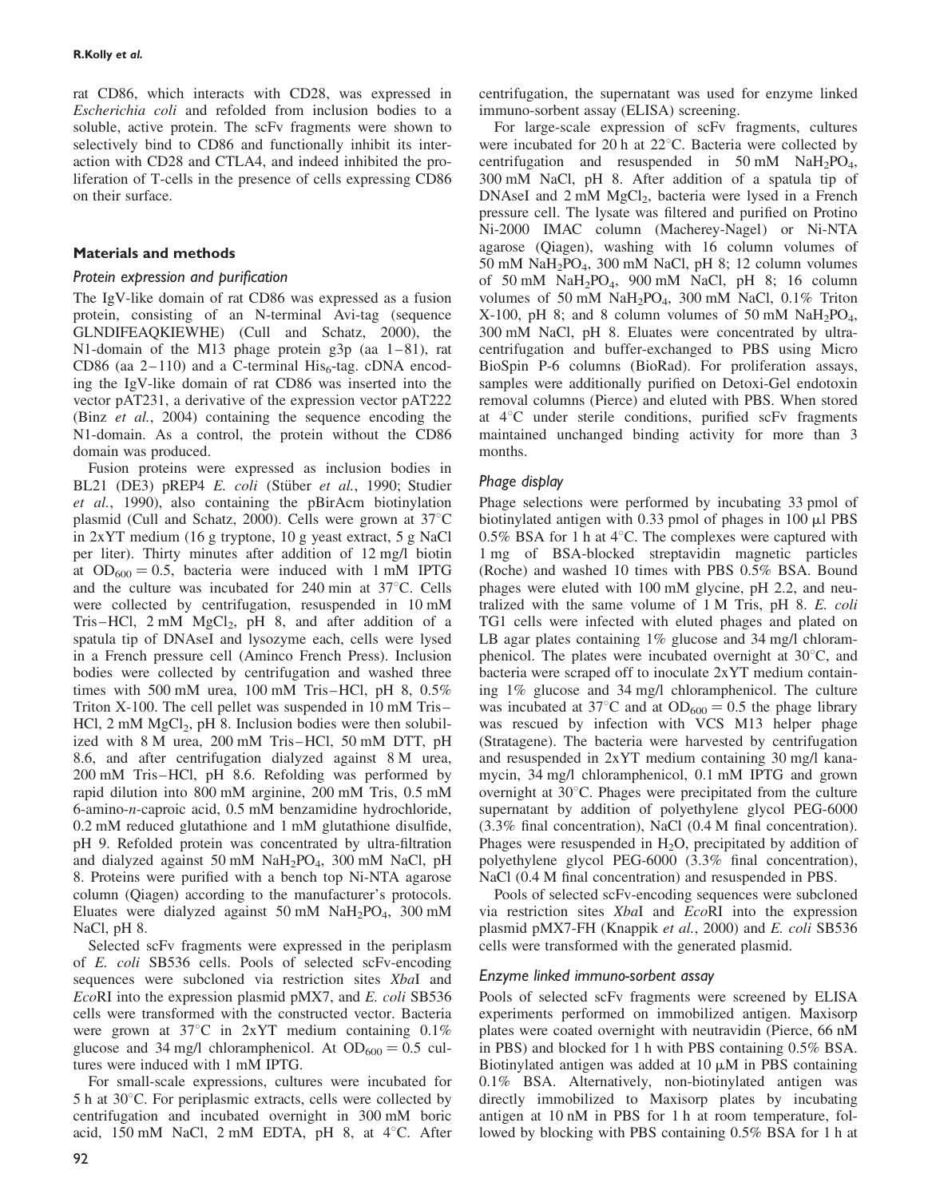rat CD86, which interacts with CD28, was expressed in *Escherichia coli* and refolded from inclusion bodies to a soluble, active protein. The scFv fragments were shown to selectively bind to CD86 and functionally inhibit its interaction with CD28 and CTLA4, and indeed inhibited the proliferation of T-cells in the presence of cells expressing CD86 on their surface.

## Materials and methods

### Protein expression and purification

The IgV-like domain of rat CD86 was expressed as a fusion protein, consisting of an N-terminal Avi-tag (sequence GLNDIFEAQKIEWHE) (Cull and Schatz, 2000), the N1-domain of the M13 phage protein g3p (aa 1–81), rat CD86 (aa 2–110) and a C-terminal $His_6$-tag. cDNA encoding the IgV-like domain of rat CD86 was inserted into the vector pAT231, a derivative of the expression vector pAT222 (Binz *et al.*, 2004) containing the sequence encoding the N1-domain. As a control, the protein without the CD86 domain was produced.

Fusion proteins were expressed as inclusion bodies in BL21 (DE3) pREP4 *E. coli* (Stüber *et al.*, 1990; Studier *et al.*, 1990), also containing the pBirAcm biotinylation plasmid (Cull and Schatz, 2000). Cells were grown at 37°C in 2xYT medium (16 g tryptone, 10 g yeast extract, 5 g NaCl per liter). Thirty minutes after addition of 12 mg/l biotin at $OD_{600} = 0.5$, bacteria were induced with 1 mM IPTG and the culture was incubated for 240 min at 37°C. Cells were collected by centrifugation, resuspended in 10 mM Tris–HCl, 2 mM $MgCl_2$, pH 8, and after addition of a spatula tip of DNAseI and lysozyme each, cells were lysed in a French pressure cell (Aminco French Press). Inclusion bodies were collected by centrifugation and washed three times with 500 mM urea, 100 mM Tris–HCl, pH 8, 0.5% Triton X-100. The cell pellet was suspended in 10 mM Tris–HCl, 2 mM $MgCl_2$, pH 8. Inclusion bodies were then solubilized with 8 M urea, 200 mM Tris–HCl, 50 mM DTT, pH 8.6, and after centrifugation dialyzed against 8 M urea, 200 mM Tris–HCl, pH 8.6. Refolding was performed by rapid dilution into 800 mM arginine, 200 mM Tris, 0.5 mM 6-amino-*n*-caproic acid, 0.5 mM benzamidine hydrochloride, 0.2 mM reduced glutathione and 1 mM glutathione disulfide, pH 9. Refolded protein was concentrated by ultra-filtration and dialyzed against 50 mM $NaH_2PO_4$, 300 mM NaCl, pH 8. Proteins were purified with a bench top Ni-NTA agarose column (Qiagen) according to the manufacturer's protocols. Eluates were dialyzed against 50 mM $NaH_2PO_4$, 300 mM NaCl, pH 8.

Selected scFv fragments were expressed in the periplasm of *E. coli* SB536 cells. Pools of selected scFv-encoding sequences were subcloned via restriction sites *Xba*I and *Eco*RI into the expression plasmid pMX7, and *E. coli* SB536 cells were transformed with the constructed vector. Bacteria were grown at 37°C in 2xYT medium containing 0.1% glucose and 34 mg/l chloramphenicol. At $OD_{600} = 0.5$ cultures were induced with 1 mM IPTG.

For small-scale expressions, cultures were incubated for 5 h at 30°C. For periplasmic extracts, cells were collected by centrifugation and incubated overnight in 300 mM boric acid, 150 mM NaCl, 2 mM EDTA, pH 8, at 4°C. After centrifugation, the supernatant was used for enzyme linked immuno-sorbent assay (ELISA) screening.

For large-scale expression of scFv fragments, cultures were incubated for 20 h at 22°C. Bacteria were collected by centrifugation and resuspended in 50 mM $NaH_2PO_4$, 300 mM NaCl, pH 8. After addition of a spatula tip of DNAseI and 2 mM $MgCl_2$, bacteria were lysed in a French pressure cell. The lysate was filtered and purified on Protino Ni-2000 IMAC column (Macherey-Nagel) or Ni-NTA agarose (Qiagen), washing with 16 column volumes of 50 mM $NaH_2PO_4$, 300 mM NaCl, pH 8; 12 column volumes of 50 mM $NaH_2PO_4$, 900 mM NaCl, pH 8; 16 column volumes of 50 mM $NaH_2PO_4$, 300 mM NaCl, 0.1% Triton X-100, pH 8; and 8 column volumes of 50 mM $NaH_2PO_4$, 300 mM NaCl, pH 8. Eluates were concentrated by ultracentrifugation and buffer-exchanged to PBS using Micro BioSpin P-6 columns (BioRad). For proliferation assays, samples were additionally purified on Detoxi-Gel endotoxin removal columns (Pierce) and eluted with PBS. When stored at 4°C under sterile conditions, purified scFv fragments maintained unchanged binding activity for more than 3 months.

### Phage display

Phage selections were performed by incubating 33 pmol of biotinylated antigen with 0.33 pmol of phages in 100 μl PBS 0.5% BSA for 1 h at 4°C. The complexes were captured with 1 mg of BSA-blocked streptavidin magnetic particles (Roche) and washed 10 times with PBS 0.5% BSA. Bound phages were eluted with 100 mM glycine, pH 2.2, and neutralized with the same volume of 1 M Tris, pH 8. *E. coli* TG1 cells were infected with eluted phages and plated on LB agar plates containing 1% glucose and 34 mg/l chloramphenicol. The plates were incubated overnight at 30°C, and bacteria were scraped off to inoculate 2xYT medium containing 1% glucose and 34 mg/l chloramphenicol. The culture was incubated at 37°C and at $OD_{600} = 0.5$ the phage library was rescued by infection with VCS M13 helper phage (Stratagene). The bacteria were harvested by centrifugation and resuspended in 2xYT medium containing 30 mg/l kanamycin, 34 mg/l chloramphenicol, 0.1 mM IPTG and grown overnight at 30°C. Phages were precipitated from the culture supernatant by addition of polyethylene glycol PEG-6000 (3.3% final concentration), NaCl (0.4 M final concentration). Phages were resuspended in $H_2O$, precipitated by addition of polyethylene glycol PEG-6000 (3.3% final concentration), NaCl (0.4 M final concentration) and resuspended in PBS.

Pools of selected scFv-encoding sequences were subcloned via restriction sites *Xba*I and *Eco*RI into the expression plasmid pMX7-FH (Knappik *et al.*, 2000) and *E. coli* SB536 cells were transformed with the generated plasmid.

### Enzyme linked immuno-sorbent assay

Pools of selected scFv fragments were screened by ELISA experiments performed on immobilized antigen. Maxisorp plates were coated overnight with neutravidin (Pierce, 66 nM in PBS) and blocked for 1 h with PBS containing 0.5% BSA. Biotinylated antigen was added at 10 μM in PBS containing 0.1% BSA. Alternatively, non-biotinylated antigen was directly immobilized to Maxisorp plates by incubating antigen at 10 nM in PBS for 1 h at room temperature, followed by blocking with PBS containing 0.5% BSA for 1 h at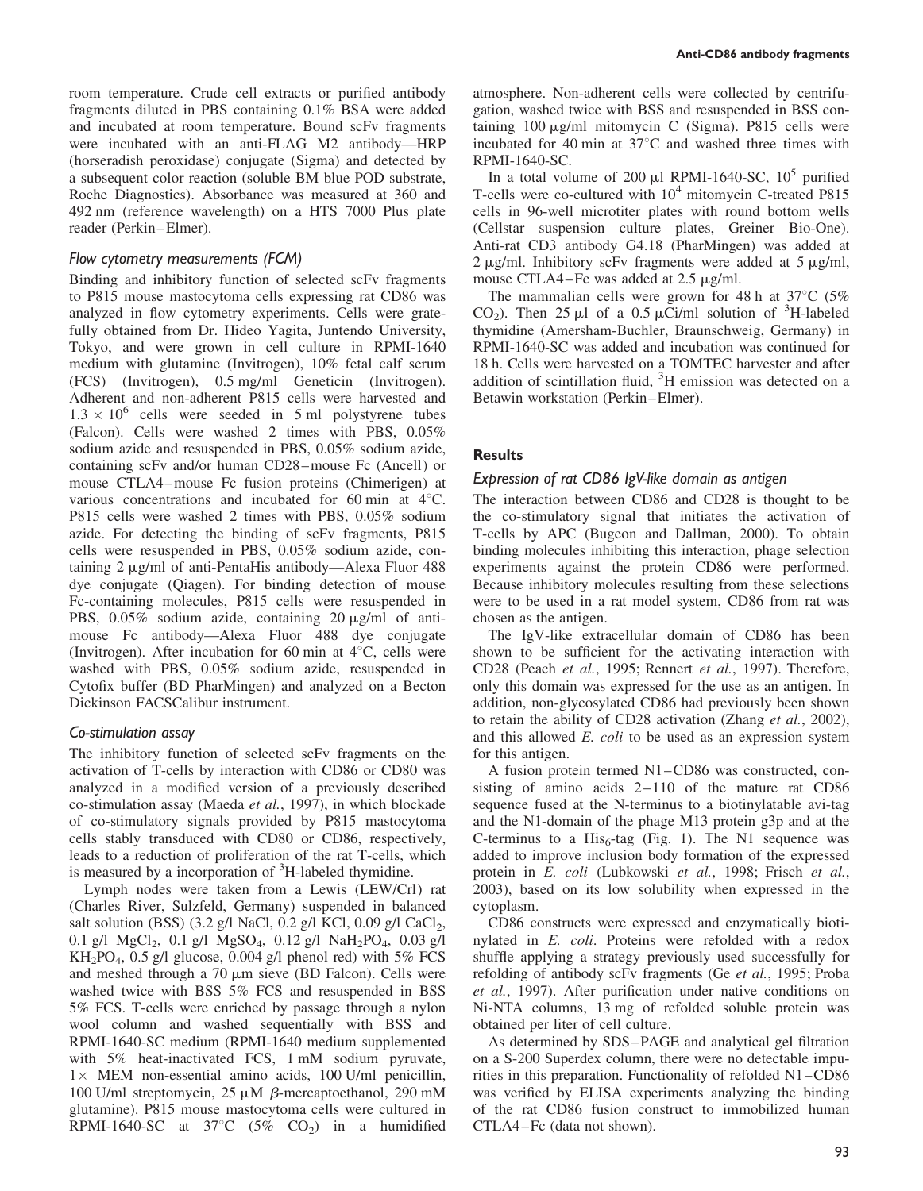room temperature. Crude cell extracts or purified antibody fragments diluted in PBS containing 0.1% BSA were added and incubated at room temperature. Bound scFv fragments were incubated with an anti-FLAG M2 antibody—HRP (horseradish peroxidase) conjugate (Sigma) and detected by a subsequent color reaction (soluble BM blue POD substrate, Roche Diagnostics). Absorbance was measured at 360 and 492 nm (reference wavelength) on a HTS 7000 Plus plate reader (Perkin–Elmer).

### *Flow cytometry measurements (FCM)*

Binding and inhibitory function of selected scFv fragments to P815 mouse mastocytoma cells expressing rat CD86 was analyzed in flow cytometry experiments. Cells were gratefully obtained from Dr. Hideo Yagita, Juntendo University, Tokyo, and were grown in cell culture in RPMI-1640 medium with glutamine (Invitrogen), 10% fetal calf serum (FCS) (Invitrogen), 0.5 mg/ml Geneticin (Invitrogen). Adherent and non-adherent P815 cells were harvested and $1.3 \times 10^6$ cells were seeded in 5 ml polystyrene tubes (Falcon). Cells were washed 2 times with PBS, 0.05% sodium azide and resuspended in PBS, 0.05% sodium azide, containing scFv and/or human CD28–mouse Fc (Ancell) or mouse CTLA4–mouse Fc fusion proteins (Chimerigen) at various concentrations and incubated for 60 min at 4°C. P815 cells were washed 2 times with PBS, 0.05% sodium azide. For detecting the binding of scFv fragments, P815 cells were resuspended in PBS, 0.05% sodium azide, containing 2 μg/ml of anti-PentaHis antibody—Alexa Fluor 488 dye conjugate (Qiagen). For binding detection of mouse Fc-containing molecules, P815 cells were resuspended in PBS, 0.05% sodium azide, containing 20 μg/ml of anti-mouse Fc antibody—Alexa Fluor 488 dye conjugate (Invitrogen). After incubation for 60 min at 4°C, cells were washed with PBS, 0.05% sodium azide, resuspended in Cytofix buffer (BD PharMingen) and analyzed on a Becton Dickinson FACSCalibur instrument.

### *Co-stimulation assay*

The inhibitory function of selected scFv fragments on the activation of T-cells by interaction with CD86 or CD80 was analyzed in a modified version of a previously described co-stimulation assay (Maeda *et al.*, 1997), in which blockade of co-stimulatory signals provided by P815 mastocytoma cells stably transduced with CD80 or CD86, respectively, leads to a reduction of proliferation of the rat T-cells, which is measured by a incorporation of $^3$H-labeled thymidine.

Lymph nodes were taken from a Lewis (LEW/Crl) rat (Charles River, Sulzfeld, Germany) suspended in balanced salt solution (BSS) (3.2 g/l NaCl, 0.2 g/l KCl, 0.09 g/l $CaCl_2$, 0.1 g/l $MgCl_2$, 0.1 g/l $MgSO_4$, 0.12 g/l $NaH_2PO_4$, 0.03 g/l $KH_2PO_4$, 0.5 g/l glucose, 0.004 g/l phenol red) with 5% FCS and meshed through a 70 μm sieve (BD Falcon). Cells were washed twice with BSS 5% FCS and resuspended in BSS 5% FCS. T-cells were enriched by passage through a nylon wool column and washed sequentially with BSS and RPMI-1640-SC medium (RPMI-1640 medium supplemented with 5% heat-inactivated FCS, 1 mM sodium pyruvate, 1× MEM non-essential amino acids, 100 U/ml penicillin, 100 U/ml streptomycin, 25 μM β-mercaptoethanol, 290 mM glutamine). P815 mouse mastocytoma cells were cultured in RPMI-1640-SC at 37°C (5% $CO_2$) in a humidified atmosphere. Non-adherent cells were collected by centrifugation, washed twice with BSS and resuspended in BSS containing 100 μg/ml mitomycin C (Sigma). P815 cells were incubated for 40 min at 37°C and washed three times with RPMI-1640-SC.

In a total volume of 200 μl RPMI-1640-SC, $10^5$ purified T-cells were co-cultured with $10^4$ mitomycin C-treated P815 cells in 96-well microtiter plates with round bottom wells (Cellstar suspension culture plates, Greiner Bio-One). Anti-rat CD3 antibody G4.18 (PharMingen) was added at 2 μg/ml. Inhibitory scFv fragments were added at 5 μg/ml, mouse CTLA4–Fc was added at 2.5 μg/ml.

The mammalian cells were grown for 48 h at 37°C (5% $CO_2$). Then 25 μl of a 0.5 μCi/ml solution of $^3$H-labeled thymidine (Amersham-Buchler, Braunschweig, Germany) in RPMI-1640-SC was added and incubation was continued for 18 h. Cells were harvested on a TOMTEC harvester and after addition of scintillation fluid, $^3$H emission was detected on a Betawin workstation (Perkin–Elmer).

## Results

### *Expression of rat CD86 IgV-like domain as antigen*

The interaction between CD86 and CD28 is thought to be the co-stimulatory signal that initiates the activation of T-cells by APC (Bugeon and Dallman, 2000). To obtain binding molecules inhibiting this interaction, phage selection experiments against the protein CD86 were performed. Because inhibitory molecules resulting from these selections were to be used in a rat model system, CD86 from rat was chosen as the antigen.

The IgV-like extracellular domain of CD86 has been shown to be sufficient for the activating interaction with CD28 (Peach *et al.*, 1995; Rennert *et al.*, 1997). Therefore, only this domain was expressed for the use as an antigen. In addition, non-glycosylated CD86 had previously been shown to retain the ability of CD28 activation (Zhang *et al.*, 2002), and this allowed *E. coli* to be used as an expression system for this antigen.

A fusion protein termed N1–CD86 was constructed, consisting of amino acids 2–110 of the mature rat CD86 sequence fused at the N-terminus to a biotinylatable avi-tag and the N1-domain of the phage M13 protein g3p and at the C-terminus to a $His_6$-tag (Fig. 1). The N1 sequence was added to improve inclusion body formation of the expressed protein in *E. coli* (Lubkowski *et al.*, 1998; Frisch *et al.*, 2003), based on its low solubility when expressed in the cytoplasm.

CD86 constructs were expressed and enzymatically biotinylated in *E. coli*. Proteins were refolded with a redox shuffle applying a strategy previously used successfully for refolding of antibody scFv fragments (Ge *et al.*, 1995; Proba *et al.*, 1997). After purification under native conditions on Ni-NTA columns, 13 mg of refolded soluble protein was obtained per liter of cell culture.

As determined by SDS–PAGE and analytical gel filtration on a S-200 Superdex column, there were no detectable impurities in this preparation. Functionality of refolded N1–CD86 was verified by ELISA experiments analyzing the binding of the rat CD86 fusion construct to immobilized human CTLA4–Fc (data not shown).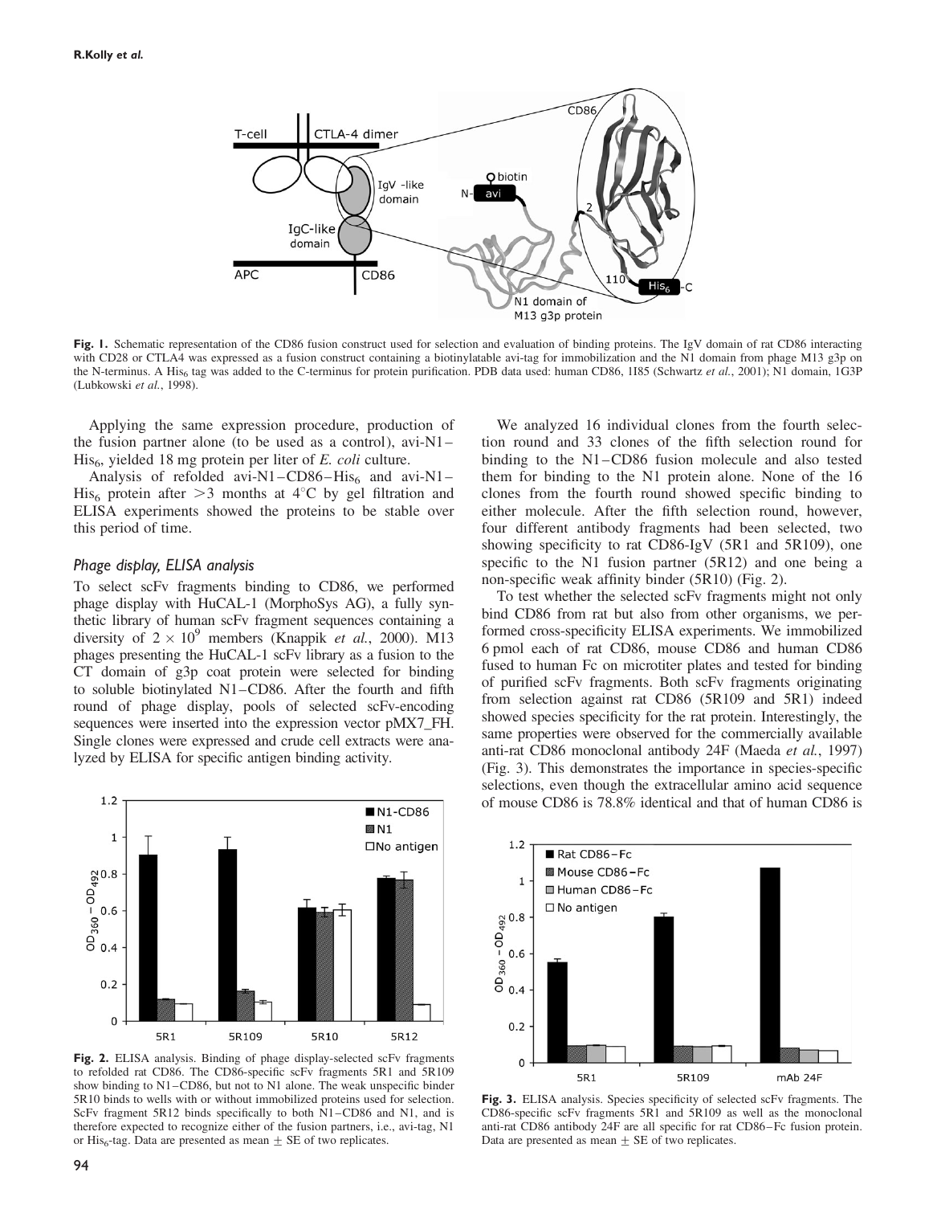Fig. 1. Schematic representation of the CD86 fusion construct used for selection and evaluation of binding proteins. The IgV domain of rat CD86 interacting with CD28 or CTLA4 was expressed as a fusion construct containing a biotinylatable avi-tag for immobilization and the N1 domain from phage M13 g3p on the N-terminus. A $His_6$ tag was added to the C-terminus for protein purification. PDB data used: human CD86, 1I85 (Schwartz *et al.*, 2001); N1 domain, 1G3P (Lubkowski *et al.*, 1998).

Applying the same expression procedure, production of the fusion partner alone (to be used as a control), avi-N1–$His_6$, yielded 18 mg protein per liter of *E. coli* culture.

Analysis of refolded avi-N1–CD86–$His_6$ and avi-N1–$His_6$ protein after >3 months at 4°C by gel filtration and ELISA experiments showed the proteins to be stable over this period of time.

### Phage display, ELISA analysis

To select scFv fragments binding to CD86, we performed phage display with HuCAL-1 (MorphoSys AG), a fully synthetic library of human scFv fragment sequences containing a diversity of $2 \times 10^9$ members (Knappik *et al.*, 2000). M13 phages presenting the HuCAL-1 scFv library as a fusion to the CT domain of g3p coat protein were selected for binding to soluble biotinylated N1–CD86. After the fourth and fifth round of phage display, pools of selected scFv-encoding sequences were inserted into the expression vector pMX7_FH. Single clones were expressed and crude cell extracts were analyzed by ELISA for specific antigen binding activity.

Fig. 2. ELISA analysis. Binding of phage display-selected scFv fragments to refolded rat CD86. The CD86-specific scFv fragments 5R1 and 5R109 show binding to N1–CD86, but not to N1 alone. The weak unspecific binder 5R10 binds to wells with or without immobilized proteins used for selection. ScFv fragment 5R12 binds specifically to both N1–CD86 and N1, and is therefore expected to recognize either of the fusion partners, i.e., avi-tag, N1 or $His_6$-tag. Data are presented as mean ± SE of two replicates.

We analyzed 16 individual clones from the fourth selection round and 33 clones of the fifth selection round for binding to the N1–CD86 fusion molecule and also tested them for binding to the N1 protein alone. None of the 16 clones from the fourth round showed specific binding to either molecule. After the fifth selection round, however, four different antibody fragments had been selected, two showing specificity to rat CD86-IgV (5R1 and 5R109), one specific to the N1 fusion partner (5R12) and one being a non-specific weak affinity binder (5R10) (Fig. 2).

To test whether the selected scFv fragments might not only bind CD86 from rat but also from other organisms, we performed cross-specificity ELISA experiments. We immobilized 6 pmol each of rat CD86, mouse CD86 and human CD86 fused to human Fc on microtiter plates and tested for binding of purified scFv fragments. Both scFv fragments originating from selection against rat CD86 (5R109 and 5R1) indeed showed species specificity for the rat protein. Interestingly, the same properties were observed for the commercially available anti-rat CD86 monoclonal antibody 24F (Maeda *et al.*, 1997) (Fig. 3). This demonstrates the importance in species-specific selections, even though the extracellular amino acid sequence of mouse CD86 is 78.8% identical and that of human CD86 is

Fig. 3. ELISA analysis. Species specificity of selected scFv fragments. The CD86-specific scFv fragments 5R1 and 5R109 as well as the monoclonal anti-rat CD86 antibody 24F are all specific for rat CD86–Fc fusion protein. Data are presented as mean ± SE of two replicates.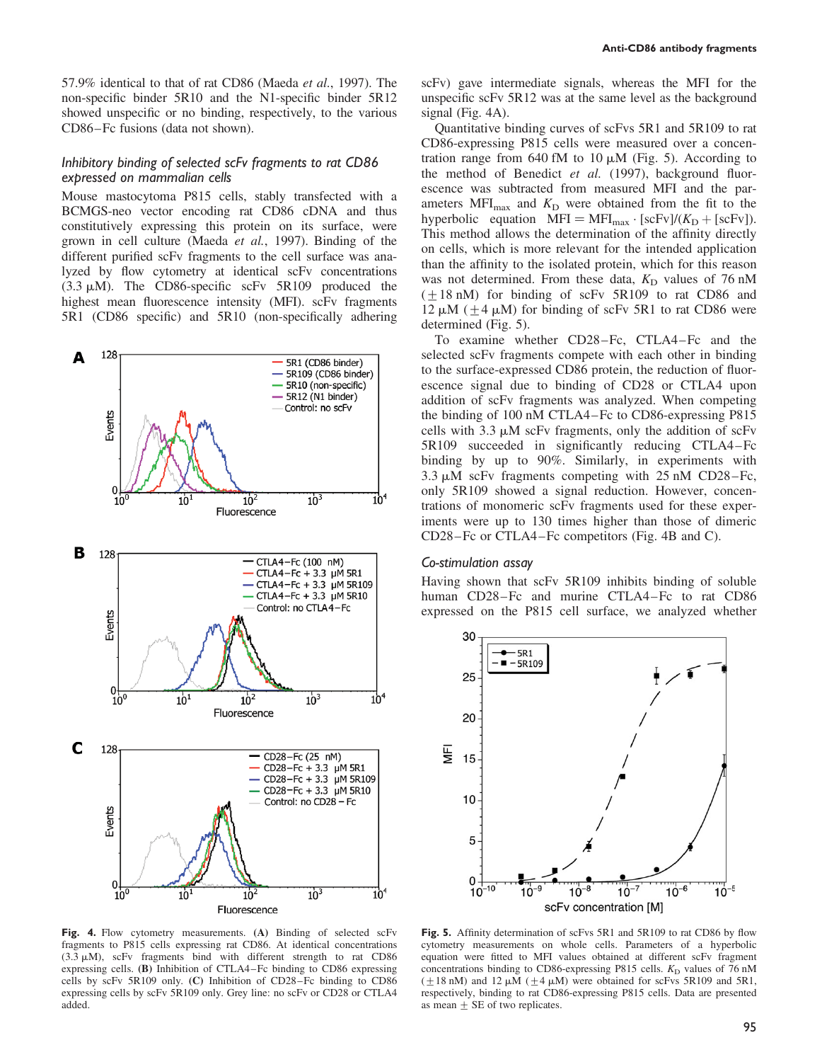57.9% identical to that of rat CD86 (Maeda *et al.*, 1997). The non-specific binder 5R10 and the N1-specific binder 5R12 showed unspecific or no binding, respectively, to the various CD86–Fc fusions (data not shown).

### *Inhibitory binding of selected scFv fragments to rat CD86 expressed on mammalian cells*

Mouse mastocytoma P815 cells, stably transfected with a BCMGS-neo vector encoding rat CD86 cDNA and thus constitutively expressing this protein on its surface, were grown in cell culture (Maeda *et al.*, 1997). Binding of the different purified scFv fragments to the cell surface was analyzed by flow cytometry at identical scFv concentrations (3.3 μM). The CD86-specific scFv 5R109 produced the highest mean fluorescence intensity (MFI). scFv fragments 5R1 (CD86 specific) and 5R10 (non-specifically adhering scFv) gave intermediate signals, whereas the MFI for the unspecific scFv 5R12 was at the same level as the background signal (Fig. 4A).

**Fig. 4.** Flow cytometry measurements. (**A**) Binding of selected scFv fragments to P815 cells expressing rat CD86. At identical concentrations (3.3 μM), scFv fragments bind with different strength to rat CD86 expressing cells. (**B**) Inhibition of CTLA4–Fc binding to CD86 expressing cells by scFv 5R109 only. (**C**) Inhibition of CD28–Fc binding to CD86 expressing cells by scFv 5R109 only. Grey line: no scFv or CD28 or CTLA4 added.

Quantitative binding curves of scFvs 5R1 and 5R109 to rat CD86-expressing P815 cells were measured over a concentration range from 640 fM to 10 μM (Fig. 5). According to the method of Benedict *et al.* (1997), background fluorescence was subtracted from measured MFI and the parameters $MFI_{max}$ and $K_D$ were obtained from the fit to the hyperbolic equation $MFI = MFI_{max} \cdot [scFv]/(K_D + [scFv])$. This method allows the determination of the affinity directly on cells, which is more relevant for the intended application than the affinity to the isolated protein, which for this reason was not determined. From these data, $K_D$ values of 76 nM (±18 nM) for binding of scFv 5R109 to rat CD86 and 12 μM (±4 μM) for binding of scFv 5R1 to rat CD86 were determined (Fig. 5).

To examine whether CD28–Fc, CTLA4–Fc and the selected scFv fragments compete with each other in binding to the surface-expressed CD86 protein, the reduction of fluorescence signal due to binding of CD28 or CTLA4 upon addition of scFv fragments was analyzed. When competing the binding of 100 nM CTLA4–Fc to CD86-expressing P815 cells with 3.3 μM scFv fragments, only the addition of scFv 5R109 succeeded in significantly reducing CTLA4–Fc binding by up to 90%. Similarly, in experiments with 3.3 μM scFv fragments competing with 25 nM CD28–Fc, only 5R109 showed a signal reduction. However, concentrations of monomeric scFv fragments used for these experiments were up to 130 times higher than those of dimeric CD28–Fc or CTLA4–Fc competitors (Fig. 4B and C).

### *Co-stimulation assay*

Having shown that scFv 5R109 inhibits binding of soluble human CD28–Fc and murine CTLA4–Fc to rat CD86 expressed on the P815 cell surface, we analyzed whether

**Fig. 5.** Affinity determination of scFvs 5R1 and 5R109 to rat CD86 by flow cytometry measurements on whole cells. Parameters of a hyperbolic equation were fitted to MFI values obtained at different scFv fragment concentrations binding to CD86-expressing P815 cells. $K_D$ values of 76 nM (±18 nM) and 12 μM (±4 μM) were obtained for scFvs 5R109 and 5R1, respectively, binding to rat CD86-expressing P815 cells. Data are presented as mean ± SE of two replicates.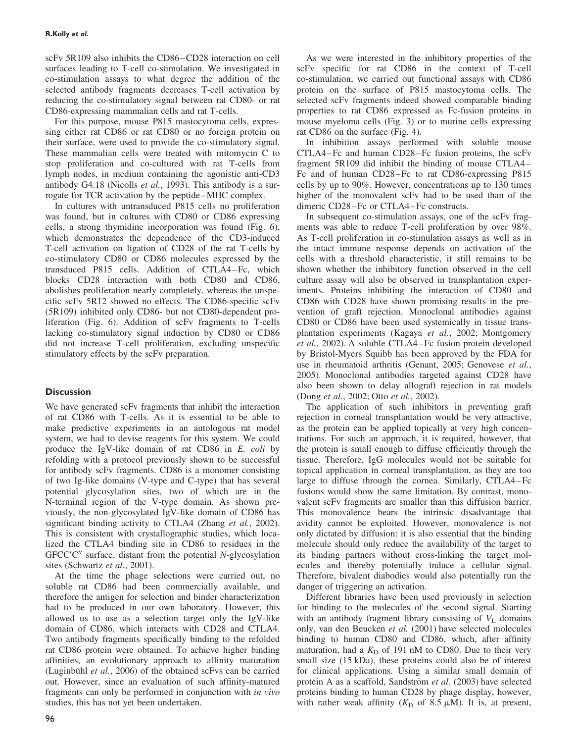scFv 5R109 also inhibits the CD86–CD28 interaction on cell surfaces leading to T-cell co-stimulation. We investigated in co-stimulation assays to what degree the addition of the selected antibody fragments decreases T-cell activation by reducing the co-stimulatory signal between rat CD80- or rat CD86-expressing mammalian cells and rat T-cells.

For this purpose, mouse P815 mastocytoma cells, expressing either rat CD86 or rat CD80 or no foreign protein on their surface, were used to provide the co-stimulatory signal. These mammalian cells were treated with mitomycin C to stop proliferation and co-cultured with rat T-cells from lymph nodes, in medium containing the agonistic anti-CD3 antibody G4.18 (Nicolls *et al.*, 1993). This antibody is a surrogate for TCR activation by the peptide–MHC complex.

In cultures with untransduced P815 cells no proliferation was found, but in cultures with CD80 or CD86 expressing cells, a strong thymidine incorporation was found (Fig. 6), which demonstrates the dependence of the CD3-induced T-cell activation on ligation of CD28 of the rat T-cells by co-stimulatory CD80 or CD86 molecules expressed by the transduced P815 cells. Addition of CTLA4–Fc, which blocks CD28 interaction with both CD80 and CD86, abolishes proliferation nearly completely, whereas the unspecific scFv 5R12 showed no effects. The CD86-specific scFv (5R109) inhibited only CD86- but not CD80-dependent proliferation (Fig. 6). Addition of scFv fragments to T-cells lacking co-stimulatory signal induction by CD80 or CD86 did not increase T-cell proliferation, excluding unspecific stimulatory effects by the scFv preparation.

## Discussion

We have generated scFv fragments that inhibit the interaction of rat CD86 with T-cells. As it is essential to be able to make predictive experiments in an autologous rat model system, we had to devise reagents for this system. We could produce the IgV-like domain of rat CD86 in *E. coli* by refolding with a protocol previously shown to be successful for antibody scFv fragments. CD86 is a monomer consisting of two Ig-like domains (V-type and C-type) that has several potential glycosylation sites, two of which are in the N-terminal region of the V-type domain. As shown previously, the non-glycosylated IgV-like domain of CD86 has significant binding activity to CTLA4 (Zhang *et al.*, 2002). This is consistent with crystallographic studies, which localized the CTLA4 binding site in CD86 to residues in the GFCC′C″ surface, distant from the potential *N*-glycosylation sites (Schwartz *et al.*, 2001).

At the time the phage selections were carried out, no soluble rat CD86 had been commercially available, and therefore the antigen for selection and binder characterization had to be produced in our own laboratory. However, this allowed us to use as a selection target only the IgV-like domain of CD86, which interacts with CD28 and CTLA4. Two antibody fragments specifically binding to the refolded rat CD86 protein were obtained. To achieve higher binding affinities, an evolutionary approach to affinity maturation (Luginbühl *et al.*, 2006) of the obtained scFvs can be carried out. However, since an evaluation of such affinity-matured fragments can only be performed in conjunction with *in vivo* studies, this has not yet been undertaken.

As we were interested in the inhibitory properties of the scFv specific for rat CD86 in the context of T-cell co-stimulation, we carried out functional assays with CD86 protein on the surface of P815 mastocytoma cells. The selected scFv fragments indeed showed comparable binding properties to rat CD86 expressed as Fc-fusion proteins in mouse myeloma cells (Fig. 3) or to murine cells expressing rat CD86 on the surface (Fig. 4).

In inhibition assays performed with soluble mouse CTLA4–Fc and human CD28–Fc fusion proteins, the scFv fragment 5R109 did inhibit the binding of mouse CTLA4–Fc and of human CD28–Fc to rat CD86-expressing P815 cells by up to 90%. However, concentrations up to 130 times higher of the monovalent scFv had to be used than of the dimeric CD28–Fc or CTLA4–Fc constructs.

In subsequent co-stimulation assays, one of the scFv fragments was able to reduce T-cell proliferation by over 98%. As T-cell proliferation in co-stimulation assays as well as in the intact immune response depends on activation of the cells with a threshold characteristic, it still remains to be shown whether the inhibitory function observed in the cell culture assay will also be observed in transplantation experiments. Proteins inhibiting the interaction of CD80 and CD86 with CD28 have shown promising results in the prevention of graft rejection. Monoclonal antibodies against CD80 or CD86 have been used systemically in tissue transplantation experiments (Kagaya *et al.*, 2002; Montgomery *et al.*, 2002). A soluble CTLA4–Fc fusion protein developed by Bristol-Myers Squibb has been approved by the FDA for use in rheumatoid arthritis (Genant, 2005; Genovese *et al.*, 2005). Monoclonal antibodies targeted against CD28 have also been shown to delay allograft rejection in rat models (Dong *et al.*, 2002; Otto *et al.*, 2002).

The application of such inhibitors in preventing graft rejection in corneal transplantation would be very attractive, as the protein can be applied topically at very high concentrations. For such an approach, it is required, however, that the protein is small enough to diffuse efficiently through the tissue. Therefore, IgG molecules would not be suitable for topical application in corneal transplantation, as they are too large to diffuse through the cornea. Similarly, CTLA4–Fc fusions would show the same limitation. By contrast, monovalent scFv fragments are smaller than this diffusion barrier. This monovalence bears the intrinsic disadvantage that avidity cannot be exploited. However, monovalence is not only dictated by diffusion: it is also essential that the binding molecule should only reduce the availability of the target to its binding partners without cross-linking the target molecules and thereby potentially induce a cellular signal. Therefore, bivalent diabodies would also potentially run the danger of triggering an activation.

Different libraries have been used previously in selection for binding to the molecules of the second signal. Starting with an antibody fragment library consisting of $V_L$ domains only, van den Beucken *et al.* (2001) have selected molecules binding to human CD80 and CD86, which, after affinity maturation, had a $K_D$ of 191 nM to CD80. Due to their very small size (15 kDa), these proteins could also be of interest for clinical applications. Using a similar small domain of protein A as a scaffold, Sandström *et al.* (2003) have selected proteins binding to human CD28 by phage display, however, with rather weak affinity ($K_D$ of 8.5 μM). It is, at present,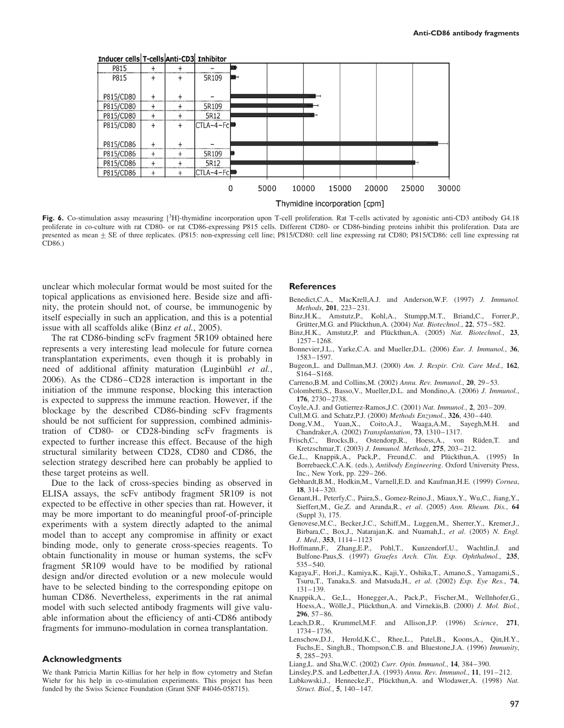| Inducer cells | T-cells | Anti-CD3 | Inhibitor |
|---|---|---|---|
| P815 | + | + | – |
| P815 | + | + | 5R109 |
| P815/CD80 | + | + | – |
| P815/CD80 | + | + | 5R109 |
| P815/CD80 | + | + | 5R12 |
| P815/CD80 | + | + | CTLA-4-Fc |
| P815/CD86 | + | + | – |
| P815/CD86 | + | + | 5R109 |
| P815/CD86 | + | + | 5R12 |
| P815/CD86 | + | + | CTLA-4-Fc |

Thymidine incorporation [cpm]

**Fig. 6.** Co-stimulation assay measuring [$^3$H]-thymidine incorporation upon T-cell proliferation. Rat T-cells activated by agonistic anti-CD3 antibody G4.18 proliferate in co-culture with rat CD80- or rat CD86-expressing P815 cells. Different CD80- or CD86-binding proteins inhibit this proliferation. Data are presented as mean ± SE of three replicates. (P815: non-expressing cell line; P815/CD80: cell line expressing rat CD80; P815/CD86: cell line expressing rat CD86.)

unclear which molecular format would be most suited for the topical applications as envisioned here. Beside size and affinity, the protein should not, of course, be immunogenic by itself especially in such an application, and this is a potential issue with all scaffolds alike (Binz *et al.*, 2005).

The rat CD86-binding scFv fragment 5R109 obtained here represents a very interesting lead molecule for future cornea transplantation experiments, even though it is probably in need of additional affinity maturation (Luginbühl *et al.*, 2006). As the CD86–CD28 interaction is important in the initiation of the immune response, blocking this interaction is expected to suppress the immune reaction. However, if the blockage by the described CD86-binding scFv fragments should be not sufficient for suppression, combined administration of CD80- or CD28-binding scFv fragments is expected to further increase this effect. Because of the high structural similarity between CD28, CD80 and CD86, the selection strategy described here can probably be applied to these target proteins as well.

Due to the lack of cross-species binding as observed in ELISA assays, the scFv antibody fragment 5R109 is not expected to be effective in other species than rat. However, it may be more important to do meaningful proof-of-principle experiments with a system directly adapted to the animal model than to accept any compromise in affinity or exact binding mode, only to generate cross-species reagents. To obtain functionality in mouse or human systems, the scFv fragment 5R109 would have to be modified by rational design and/or directed evolution or a new molecule would have to be selected binding to the corresponding epitope on human CD86. Nevertheless, experiments in the rat animal model with such selected antibody fragments will give valuable information about the efficiency of anti-CD86 antibody fragments for immuno-modulation in cornea transplantation.

## Acknowledgments

We thank Patricia Martin Killias for her help in flow cytometry and Stefan Wiehr for his help in co-stimulation experiments. This project has been funded by the Swiss Science Foundation (Grant SNF #4046-058715).

## References

Benedict,C.A., MacKrell,A.J. and Anderson,W.F. (1997) *J. Immunol. Methods*, **201**, 223–231.

Binz,H.K., Amstutz,P., Kohl,A., Stumpp,M.T., Briand,C., Forrer,P., Grütter,M.G. and Plückthun,A. (2004) *Nat. Biotechnol.*, **22**, 575–582.

Binz,H.K., Amstutz,P. and Plückthun,A. (2005) *Nat. Biotechnol.*, **23**, 1257–1268.

Bonnevier,J.L., Yarke,C.A. and Mueller,D.L. (2006) *Eur. J. Immunol.*, **36**, 1583–1597.

Bugeon,L. and Dallman,M.J. (2000) *Am. J. Respir. Crit. Care Med.*, **162**, S164–S168.

Carreno,B.M. and Collins,M. (2002) *Annu. Rev. Immunol.*, **20**, 29–53.

Colombetti,S., Basso,V., Mueller,D.L. and Mondino,A. (2006) *J. Immunol.*, **176**, 2730–2738.

Coyle,A.J. and Gutierrez-Ramos,J.C. (2001) *Nat. Immunol.*, **2**, 203–209.

Cull,M.G. and Schatz,P.J. (2000) *Methods Enzymol.*, **326**, 430–440.

Dong,V.M., Yuan,X., Coito,A.J., Waaga,A.M., Sayegh,M.H. and Chandraker,A. (2002) *Transplantation*, **73**, 1310–1317.

Frisch,C., Brocks,B., Ostendorp,R., Hoess,A., von Rüden,T. and Kretzschmar,T. (2003) *J. Immunol. Methods*, **275**, 203–212.

Ge,L., Knappik,A., Pack,P., Freund,C. and Plückthun,A. (1995) In Borrebaeck,C.A.K. (eds.), *Antibody Engineering*. Oxford University Press, Inc., New York, pp. 229–266.

Gebhardt,B.M., Hodkin,M., Varnell,E.D. and Kaufman,H.E. (1999) *Cornea*, **18**, 314–320.

Genant,H., Peterfy,C., Paira,S., Gomez-Reino,J., Miaux,Y., Wu,C., Jiang,Y., Sieffert,M., Ge,Z. and Aranda,R., *et al*. (2005) *Ann. Rheum. Dis.*, **64** (Suppl 3), 175.

Genovese,M.C., Becker,J.C., Schiff,M., Luggen,M., Sherrer,Y., Kremer,J., Birbara,C., Box,J., Natarajan,K. and Nuamah,I., *et al*. (2005) *N. Engl. J. Med.*, **353**, 1114–1123

Hoffmann,F., Zhang,E.P., Pohl,T., Kunzendorf,U., Wachtlin,J. and Bulfone-Paus,S. (1997) *Graefes Arch. Clin. Exp. Ophthalmol.*, **235**, 535–540.

Kagaya,F., Hori,J., Kamiya,K., Kaji,Y., Oshika,T., Amano,S., Yamagami,S., Tsuru,T., Tanaka,S. and Matsuda,H., *et al*. (2002) *Exp. Eye Res.*, **74**, 131–139.

Knappik,A., Ge,L., Honegger,A., Pack,P., Fischer,M., Wellnhofer,G., Hoess,A., Wölle,J., Plückthun,A. and Virnekäs,B. (2000) *J. Mol. Biol.*, **296**, 57–86.

Leach,D.R., Krummel,M.F. and Allison,J.P. (1996) *Science*, **271**, 1734–1736.

Lenschow,D.J., Herold,K.C., Rhee,L., Patel,B., Koons,A., Qin,H.Y., Fuchs,E., Singh,B., Thompson,C.B. and Bluestone,J.A. (1996) *Immunity*, **5**, 285–293.

Liang,L. and Sha,W.C. (2002) *Curr. Opin. Immunol.*, **14**, 384–390.

Linsley,P.S. and Ledbetter,J.A. (1993) *Annu. Rev. Immunol.*, **11**, 191–212.

Lubkowski,J., Hennecke,F., Plückthun,A. and Wlodawer,A. (1998) *Nat. Struct. Biol.*, **5**, 140–147.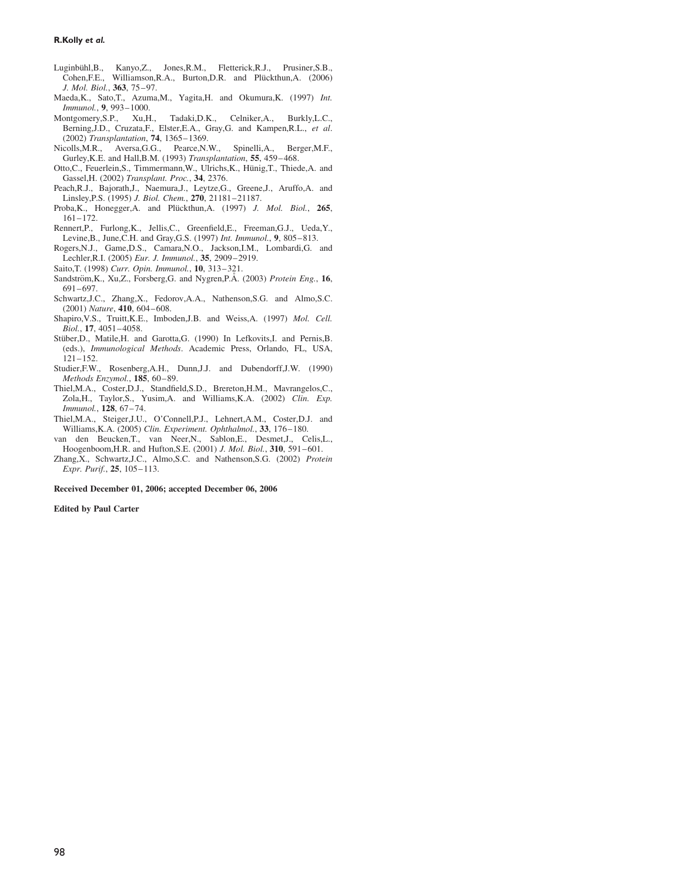Luginbühl,B., Kanyo,Z., Jones,R.M., Fletterick,R.J., Prusiner,S.B., Cohen,F.E., Williamson,R.A., Burton,D.R. and Plückthun,A. (2006) *J. Mol. Biol.*, **363**, 75–97.

Maeda,K., Sato,T., Azuma,M., Yagita,H. and Okumura,K. (1997) *Int. Immunol.*, **9**, 993–1000.

Montgomery,S.P., Xu,H., Tadaki,D.K., Celniker,A., Burkly,L.C., Berning,J.D., Cruzata,F., Elster,E.A., Gray,G. and Kampen,R.L., *et al*. (2002) *Transplantation*, **74**, 1365–1369.

Nicolls,M.R., Aversa,G.G., Pearce,N.W., Spinelli,A., Berger,M.F., Gurley,K.E. and Hall,B.M. (1993) *Transplantation*, **55**, 459–468.

Otto,C., Feuerlein,S., Timmermann,W., Ulrichs,K., Hünig,T., Thiede,A. and Gassel,H. (2002) *Transplant. Proc.*, **34**, 2376.

Peach,R.J., Bajorath,J., Naemura,J., Leytze,G., Greene,J., Aruffo,A. and Linsley,P.S. (1995) *J. Biol. Chem.*, **270**, 21181–21187.

Proba,K., Honegger,A. and Plückthun,A. (1997) *J. Mol. Biol.*, **265**, 161–172.

Rennert,P., Furlong,K., Jellis,C., Greenfield,E., Freeman,G.J., Ueda,Y., Levine,B., June,C.H. and Gray,G.S. (1997) *Int. Immunol.*, **9**, 805–813.

Rogers,N.J., Game,D.S., Camara,N.O., Jackson,I.M., Lombardi,G. and Lechler,R.I. (2005) *Eur. J. Immunol.*, **35**, 2909–2919.

Saito,T. (1998) *Curr. Opin. Immunol.*, **10**, 313–321.

Sandström,K., Xu,Z., Forsberg,G. and Nygren,P.Å. (2003) *Protein Eng.*, **16**, 691–697.

Schwartz,J.C., Zhang,X., Fedorov,A.A., Nathenson,S.G. and Almo,S.C. (2001) *Nature*, **410**, 604–608.

Shapiro,V.S., Truitt,K.E., Imboden,J.B. and Weiss,A. (1997) *Mol. Cell. Biol.*, **17**, 4051–4058.

Stüber,D., Matile,H. and Garotta,G. (1990) In Lefkovits,I. and Pernis,B. (eds.), *Immunological Methods*. Academic Press, Orlando, FL, USA, 121–152.

Studier,F.W., Rosenberg,A.H., Dunn,J.J. and Dubendorff,J.W. (1990) *Methods Enzymol.*, **185**, 60–89.

Thiel,M.A., Coster,D.J., Standfield,S.D., Brereton,H.M., Mavrangelos,C., Zola,H., Taylor,S., Yusim,A. and Williams,K.A. (2002) *Clin. Exp. Immunol.*, **128**, 67–74.

Thiel,M.A., Steiger,J.U., O'Connell,P.J., Lehnert,A.M., Coster,D.J. and Williams,K.A. (2005) *Clin. Experiment. Ophthalmol.*, **33**, 176–180.

van den Beucken,T., van Neer,N., Sablon,E., Desmet,J., Celis,L., Hoogenboom,H.R. and Hufton,S.E. (2001) *J. Mol. Biol.*, **310**, 591–601.

Zhang,X., Schwartz,J.C., Almo,S.C. and Nathenson,S.G. (2002) *Protein Expr. Purif.*, **25**, 105–113.

**Received December 01, 2006; accepted December 06, 2006**

**Edited by Paul Carter**